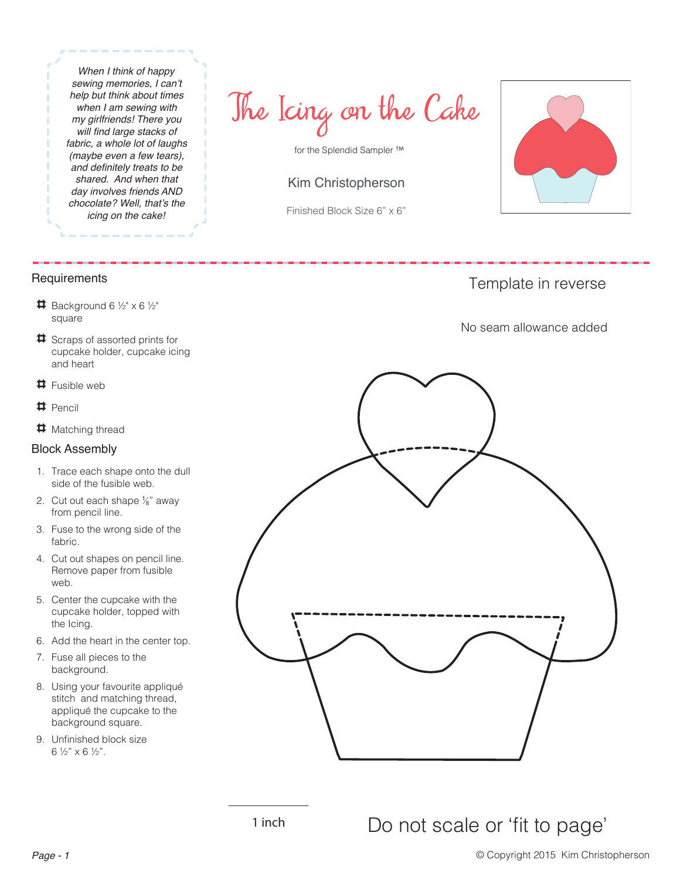*When I think of happy sewing memories, I can't help but think about times when I am sewing with my girlfriends! There you will find large stacks of fabric, a whole lot of laughs (maybe even a few tears), and definitely treats to be shared. And when that day involves friends AND chocolate? Well, that's the icing on the cake!*

# The Icing on the Cake

for the Splendid Sampler ™

Kim Christopherson

Finished Block Size 6" x 6"

## Requirements

- Background 6 ½" x 6 ½" square
- Scraps of assorted prints for cupcake holder, cupcake icing and heart
- Fusible web
- Pencil
- Matching thread

## Block Assembly

1. Trace each shape onto the dull side of the fusible web.
2. Cut out each shape ⅛" away from pencil line.
3. Fuse to the wrong side of the fabric.
4. Cut out shapes on pencil line. Remove paper from fusible web.
5. Center the cupcake with the cupcake holder, topped with the Icing.
6. Add the heart in the center top.
7. Fuse all pieces to the background.
8. Using your favourite appliqué stitch and matching thread, appliqué the cupcake to the background square.
9. Unfinished block size 6 ½" x 6 ½".

Template in reverse

No seam allowance added

1 inch

Do not scale or 'fit to page'

© Copyright 2015 Kim Christopherson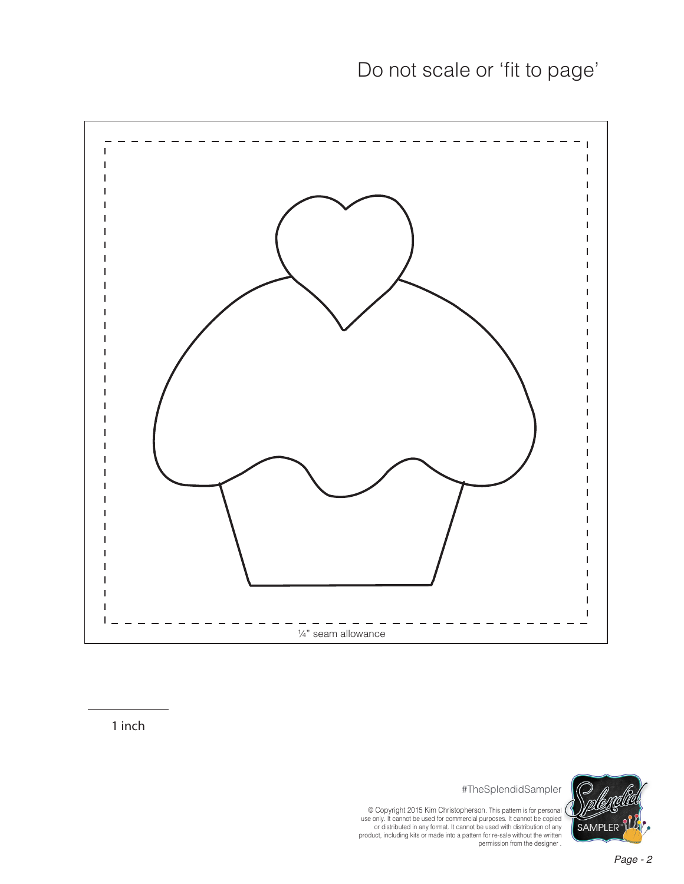Do not scale or ‘fit to page’

¼” seam allowance

1 inch

#TheSplendidSampler

© Copyright 2015 Kim Christopherson. This pattern is for personal use only. It cannot be used for commercial purposes. It cannot be copied or distributed in any format. It cannot be used with distribution of any product, including kits or made into a pattern for re-sale without the written permission from the designer .